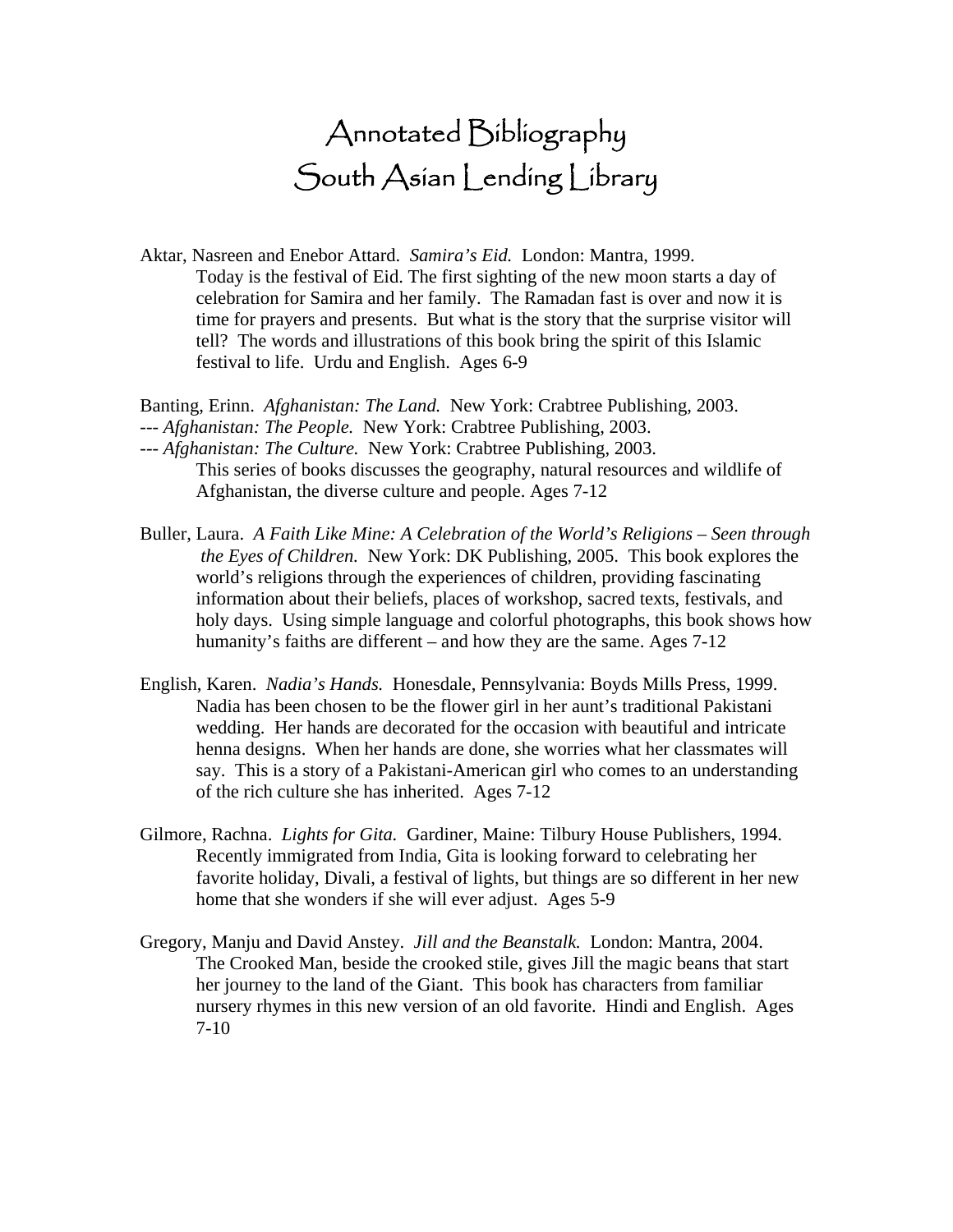# Annotated Bibliography
# South Asian Lending Library

Aktar, Nasreen and Enebor Attard. *Samira's Eid.* London: Mantra, 1999.
Today is the festival of Eid. The first sighting of the new moon starts a day of celebration for Samira and her family. The Ramadan fast is over and now it is time for prayers and presents. But what is the story that the surprise visitor will tell? The words and illustrations of this book bring the spirit of this Islamic festival to life. Urdu and English. Ages 6-9

Banting, Erinn. *Afghanistan: The Land.* New York: Crabtree Publishing, 2003.
--- *Afghanistan: The People.* New York: Crabtree Publishing, 2003.
--- *Afghanistan: The Culture.* New York: Crabtree Publishing, 2003.
This series of books discusses the geography, natural resources and wildlife of Afghanistan, the diverse culture and people. Ages 7-12

Buller, Laura. *A Faith Like Mine: A Celebration of the World's Religions – Seen through the Eyes of Children.* New York: DK Publishing, 2005. This book explores the world's religions through the experiences of children, providing fascinating information about their beliefs, places of workshop, sacred texts, festivals, and holy days. Using simple language and colorful photographs, this book shows how humanity's faiths are different – and how they are the same. Ages 7-12

English, Karen. *Nadia's Hands.* Honesdale, Pennsylvania: Boyds Mills Press, 1999.
Nadia has been chosen to be the flower girl in her aunt's traditional Pakistani wedding. Her hands are decorated for the occasion with beautiful and intricate henna designs. When her hands are done, she worries what her classmates will say. This is a story of a Pakistani-American girl who comes to an understanding of the rich culture she has inherited. Ages 7-12

Gilmore, Rachna. *Lights for Gita.* Gardiner, Maine: Tilbury House Publishers, 1994.
Recently immigrated from India, Gita is looking forward to celebrating her favorite holiday, Divali, a festival of lights, but things are so different in her new home that she wonders if she will ever adjust. Ages 5-9

Gregory, Manju and David Anstey. *Jill and the Beanstalk.* London: Mantra, 2004.
The Crooked Man, beside the crooked stile, gives Jill the magic beans that start her journey to the land of the Giant. This book has characters from familiar nursery rhymes in this new version of an old favorite. Hindi and English. Ages 7-10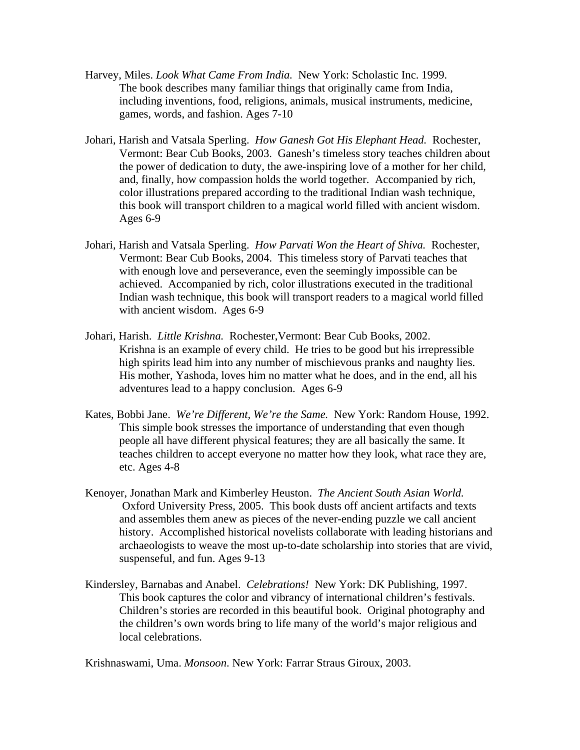Harvey, Miles. *Look What Came From India.* New York: Scholastic Inc. 1999.
The book describes many familiar things that originally came from India, including inventions, food, religions, animals, musical instruments, medicine, games, words, and fashion. Ages 7-10

Johari, Harish and Vatsala Sperling. *How Ganesh Got His Elephant Head.* Rochester, Vermont: Bear Cub Books, 2003. Ganesh's timeless story teaches children about the power of dedication to duty, the awe-inspiring love of a mother for her child, and, finally, how compassion holds the world together. Accompanied by rich, color illustrations prepared according to the traditional Indian wash technique, this book will transport children to a magical world filled with ancient wisdom. Ages 6-9

Johari, Harish and Vatsala Sperling. *How Parvati Won the Heart of Shiva.* Rochester, Vermont: Bear Cub Books, 2004. This timeless story of Parvati teaches that with enough love and perseverance, even the seemingly impossible can be achieved. Accompanied by rich, color illustrations executed in the traditional Indian wash technique, this book will transport readers to a magical world filled with ancient wisdom. Ages 6-9

Johari, Harish. *Little Krishna.* Rochester,Vermont: Bear Cub Books, 2002.
Krishna is an example of every child. He tries to be good but his irrepressible high spirits lead him into any number of mischievous pranks and naughty lies. His mother, Yashoda, loves him no matter what he does, and in the end, all his adventures lead to a happy conclusion. Ages 6-9

Kates, Bobbi Jane. *We're Different, We're the Same.* New York: Random House, 1992.
This simple book stresses the importance of understanding that even though people all have different physical features; they are all basically the same. It teaches children to accept everyone no matter how they look, what race they are, etc. Ages 4-8

Kenoyer, Jonathan Mark and Kimberley Heuston. *The Ancient South Asian World.* Oxford University Press, 2005. This book dusts off ancient artifacts and texts and assembles them anew as pieces of the never-ending puzzle we call ancient history. Accomplished historical novelists collaborate with leading historians and archaeologists to weave the most up-to-date scholarship into stories that are vivid, suspenseful, and fun. Ages 9-13

Kindersley, Barnabas and Anabel. *Celebrations!* New York: DK Publishing, 1997.
This book captures the color and vibrancy of international children's festivals. Children's stories are recorded in this beautiful book. Original photography and the children's own words bring to life many of the world's major religious and local celebrations.

Krishnaswami, Uma. *Monsoon*. New York: Farrar Straus Giroux, 2003.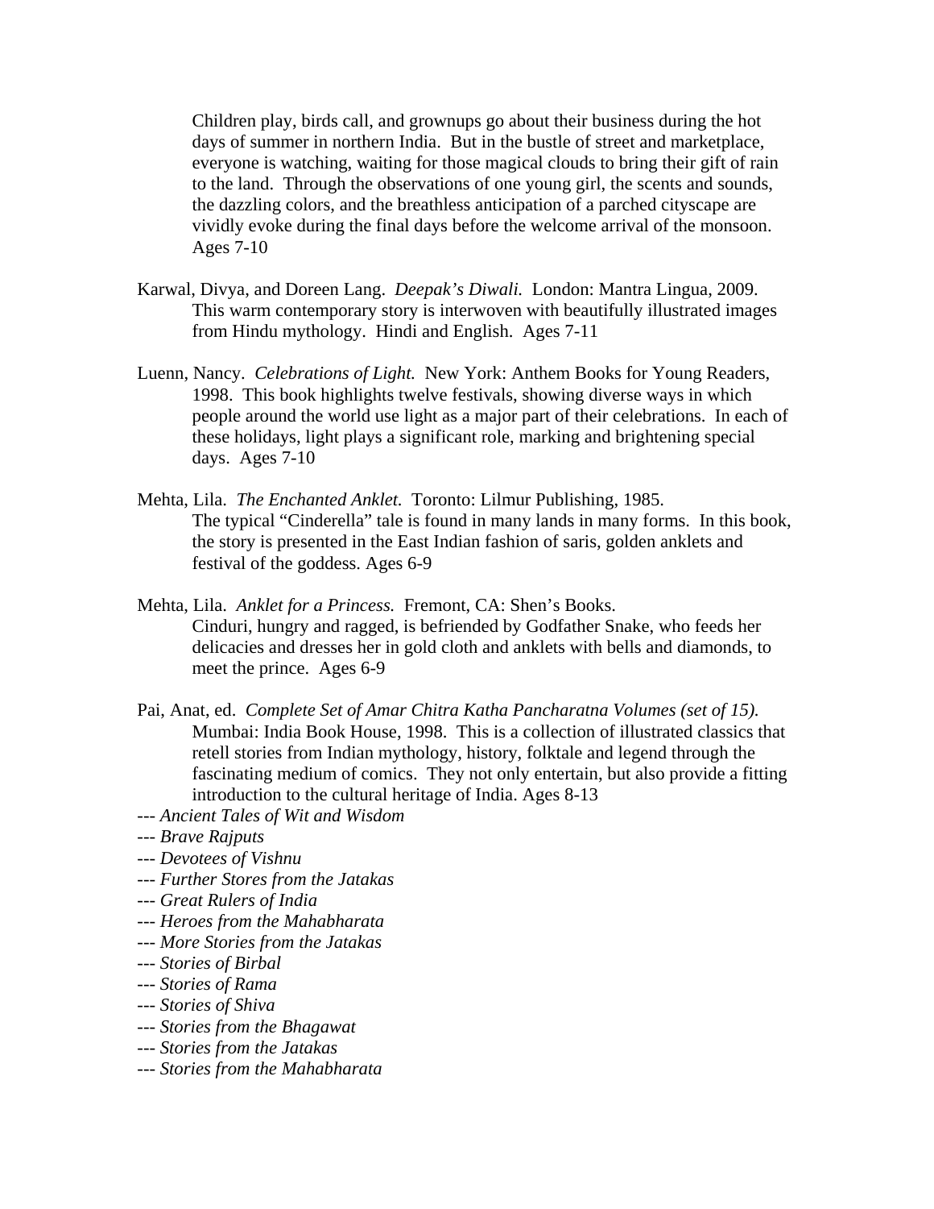Children play, birds call, and grownups go about their business during the hot days of summer in northern India. But in the bustle of street and marketplace, everyone is watching, waiting for those magical clouds to bring their gift of rain to the land. Through the observations of one young girl, the scents and sounds, the dazzling colors, and the breathless anticipation of a parched cityscape are vividly evoke during the final days before the welcome arrival of the monsoon. Ages 7-10

Karwal, Divya, and Doreen Lang. *Deepak's Diwali.* London: Mantra Lingua, 2009. This warm contemporary story is interwoven with beautifully illustrated images from Hindu mythology. Hindi and English. Ages 7-11

Luenn, Nancy. *Celebrations of Light.* New York: Anthem Books for Young Readers, 1998. This book highlights twelve festivals, showing diverse ways in which people around the world use light as a major part of their celebrations. In each of these holidays, light plays a significant role, marking and brightening special days. Ages 7-10

Mehta, Lila. *The Enchanted Anklet.* Toronto: Lilmur Publishing, 1985. The typical "Cinderella" tale is found in many lands in many forms. In this book, the story is presented in the East Indian fashion of saris, golden anklets and festival of the goddess. Ages 6-9

Mehta, Lila. *Anklet for a Princess.* Fremont, CA: Shen's Books. Cinduri, hungry and ragged, is befriended by Godfather Snake, who feeds her delicacies and dresses her in gold cloth and anklets with bells and diamonds, to meet the prince. Ages 6-9

Pai, Anat, ed. *Complete Set of Amar Chitra Katha Pancharatna Volumes (set of 15).* Mumbai: India Book House, 1998. This is a collection of illustrated classics that retell stories from Indian mythology, history, folktale and legend through the fascinating medium of comics. They not only entertain, but also provide a fitting introduction to the cultural heritage of India. Ages 8-13

--- *Ancient Tales of Wit and Wisdom*
--- *Brave Rajputs*
--- *Devotees of Vishnu*
--- *Further Stores from the Jatakas*
--- *Great Rulers of India*
--- *Heroes from the Mahabharata*
--- *More Stories from the Jatakas*
--- *Stories of Birbal*
--- *Stories of Rama*
--- *Stories of Shiva*
--- *Stories from the Bhagawat*
--- *Stories from the Jatakas*
--- *Stories from the Mahabharata*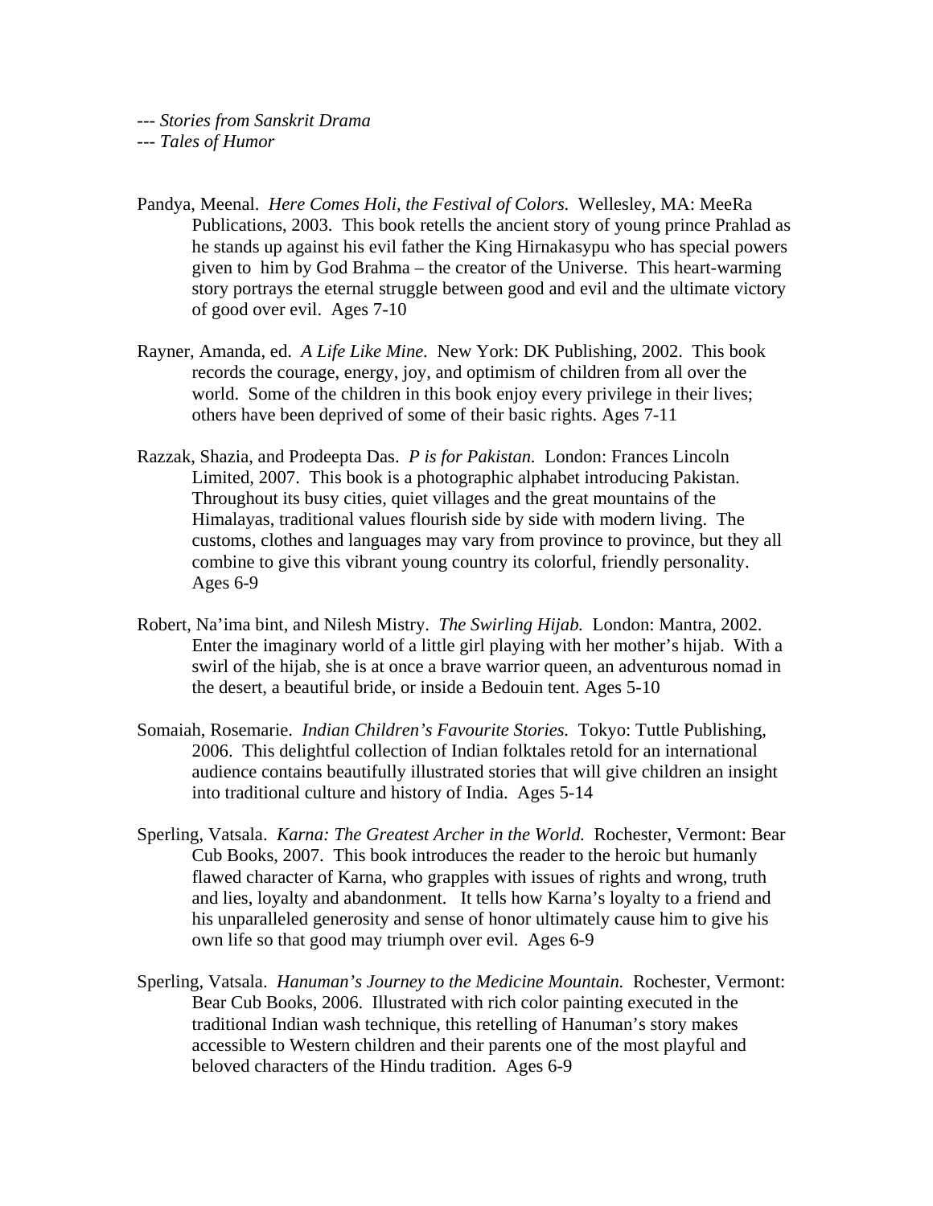--- *Stories from Sanskrit Drama*
--- *Tales of Humor*

Pandya, Meenal. *Here Comes Holi, the Festival of Colors.* Wellesley, MA: MeeRa Publications, 2003. This book retells the ancient story of young prince Prahlad as he stands up against his evil father the King Hirnakasypu who has special powers given to him by God Brahma – the creator of the Universe. This heart-warming story portrays the eternal struggle between good and evil and the ultimate victory of good over evil. Ages 7-10

Rayner, Amanda, ed. *A Life Like Mine.* New York: DK Publishing, 2002. This book records the courage, energy, joy, and optimism of children from all over the world. Some of the children in this book enjoy every privilege in their lives; others have been deprived of some of their basic rights. Ages 7-11

Razzak, Shazia, and Prodeepta Das. *P is for Pakistan.* London: Frances Lincoln Limited, 2007. This book is a photographic alphabet introducing Pakistan. Throughout its busy cities, quiet villages and the great mountains of the Himalayas, traditional values flourish side by side with modern living. The customs, clothes and languages may vary from province to province, but they all combine to give this vibrant young country its colorful, friendly personality. Ages 6-9

Robert, Na'ima bint, and Nilesh Mistry. *The Swirling Hijab.* London: Mantra, 2002. Enter the imaginary world of a little girl playing with her mother's hijab. With a swirl of the hijab, she is at once a brave warrior queen, an adventurous nomad in the desert, a beautiful bride, or inside a Bedouin tent. Ages 5-10

Somaiah, Rosemarie. *Indian Children's Favourite Stories.* Tokyo: Tuttle Publishing, 2006. This delightful collection of Indian folktales retold for an international audience contains beautifully illustrated stories that will give children an insight into traditional culture and history of India. Ages 5-14

Sperling, Vatsala. *Karna: The Greatest Archer in the World.* Rochester, Vermont: Bear Cub Books, 2007. This book introduces the reader to the heroic but humanly flawed character of Karna, who grapples with issues of rights and wrong, truth and lies, loyalty and abandonment. It tells how Karna's loyalty to a friend and his unparalleled generosity and sense of honor ultimately cause him to give his own life so that good may triumph over evil. Ages 6-9

Sperling, Vatsala. *Hanuman's Journey to the Medicine Mountain.* Rochester, Vermont: Bear Cub Books, 2006. Illustrated with rich color painting executed in the traditional Indian wash technique, this retelling of Hanuman's story makes accessible to Western children and their parents one of the most playful and beloved characters of the Hindu tradition. Ages 6-9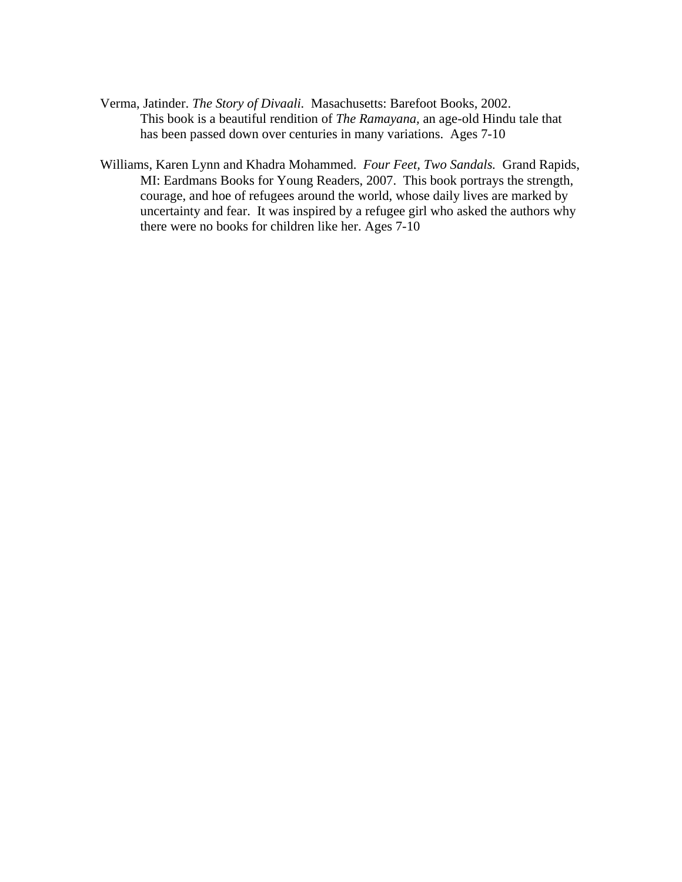Verma, Jatinder. *The Story of Divaali*. Masachusetts: Barefoot Books, 2002.
This book is a beautiful rendition of *The Ramayana*, an age-old Hindu tale that has been passed down over centuries in many variations. Ages 7-10

Williams, Karen Lynn and Khadra Mohammed. *Four Feet, Two Sandals.* Grand Rapids, MI: Eardmans Books for Young Readers, 2007. This book portrays the strength, courage, and hoe of refugees around the world, whose daily lives are marked by uncertainty and fear. It was inspired by a refugee girl who asked the authors why there were no books for children like her. Ages 7-10